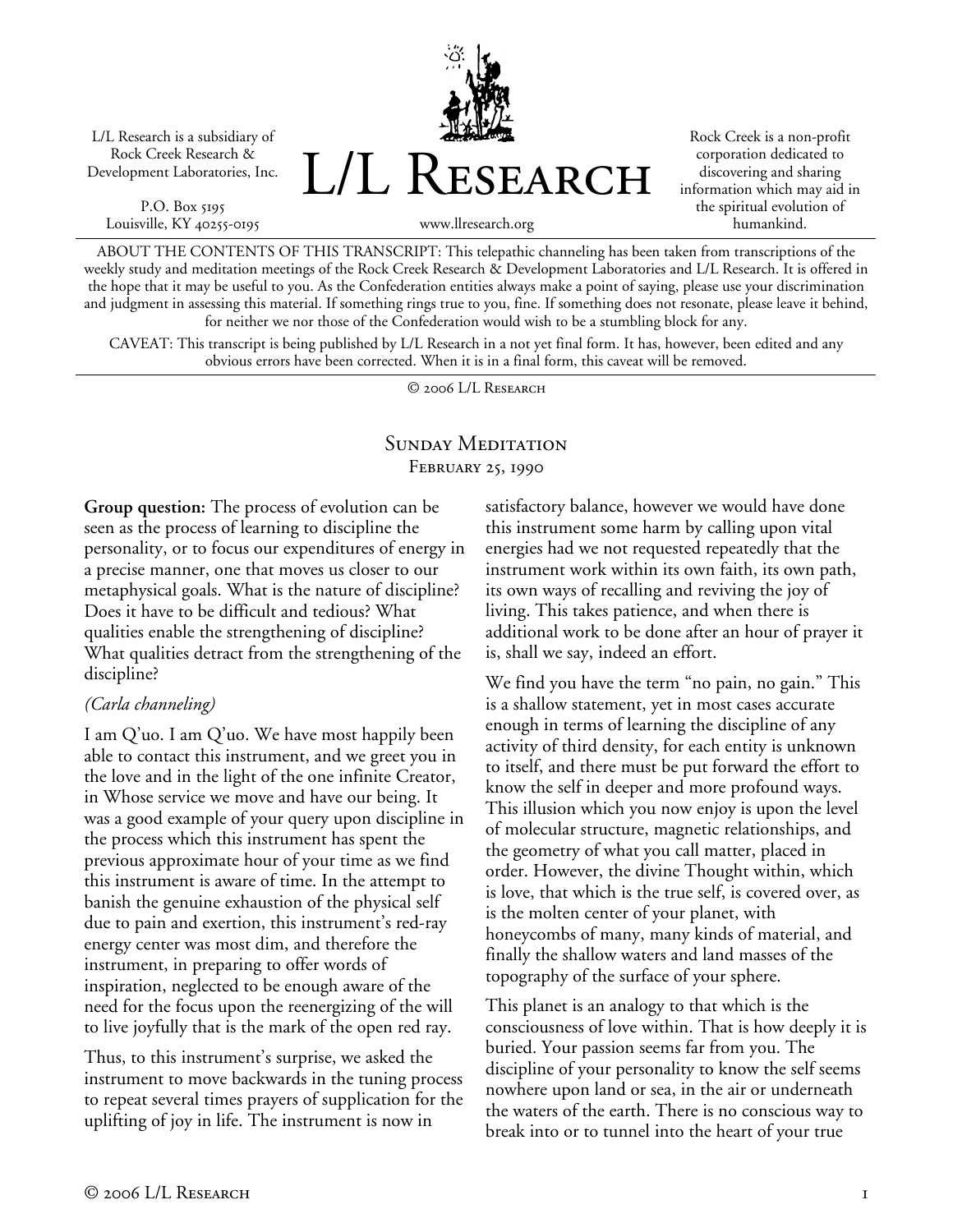L/L Research is a subsidiary of Rock Creek Research & Development Laboratories, Inc.

P.O. Box 5195
Louisville, KY 40255-0195

# L/L Research

www.llresearch.org

Rock Creek is a non-profit corporation dedicated to discovering and sharing information which may aid in the spiritual evolution of humankind.

ABOUT THE CONTENTS OF THIS TRANSCRIPT: This telepathic channeling has been taken from transcriptions of the weekly study and meditation meetings of the Rock Creek Research & Development Laboratories and L/L Research. It is offered in the hope that it may be useful to you. As the Confederation entities always make a point of saying, please use your discrimination and judgment in assessing this material. If something rings true to you, fine. If something does not resonate, please leave it behind, for neither we nor those of the Confederation would wish to be a stumbling block for any.

CAVEAT: This transcript is being published by L/L Research in a not yet final form. It has, however, been edited and any obvious errors have been corrected. When it is in a final form, this caveat will be removed.

© 2006 L/L Research

## Sunday Meditation
### February 25, 1990

**Group question:** The process of evolution can be seen as the process of learning to discipline the personality, or to focus our expenditures of energy in a precise manner, one that moves us closer to our metaphysical goals. What is the nature of discipline? Does it have to be difficult and tedious? What qualities enable the strengthening of discipline? What qualities detract from the strengthening of the discipline?

*(Carla channeling)*

I am Q'uo. I am Q'uo. We have most happily been able to contact this instrument, and we greet you in the love and in the light of the one infinite Creator, in Whose service we move and have our being. It was a good example of your query upon discipline in the process which this instrument has spent the previous approximate hour of your time as we find this instrument is aware of time. In the attempt to banish the genuine exhaustion of the physical self due to pain and exertion, this instrument's red-ray energy center was most dim, and therefore the instrument, in preparing to offer words of inspiration, neglected to be enough aware of the need for the focus upon the reenergizing of the will to live joyfully that is the mark of the open red ray.

Thus, to this instrument's surprise, we asked the instrument to move backwards in the tuning process to repeat several times prayers of supplication for the uplifting of joy in life. The instrument is now in satisfactory balance, however we would have done this instrument some harm by calling upon vital energies had we not requested repeatedly that the instrument work within its own faith, its own path, its own ways of recalling and reviving the joy of living. This takes patience, and when there is additional work to be done after an hour of prayer it is, shall we say, indeed an effort.

We find you have the term "no pain, no gain." This is a shallow statement, yet in most cases accurate enough in terms of learning the discipline of any activity of third density, for each entity is unknown to itself, and there must be put forward the effort to know the self in deeper and more profound ways. This illusion which you now enjoy is upon the level of molecular structure, magnetic relationships, and the geometry of what you call matter, placed in order. However, the divine Thought within, which is love, that which is the true self, is covered over, as is the molten center of your planet, with honeycombs of many, many kinds of material, and finally the shallow waters and land masses of the topography of the surface of your sphere.

This planet is an analogy to that which is the consciousness of love within. That is how deeply it is buried. Your passion seems far from you. The discipline of your personality to know the self seems nowhere upon land or sea, in the air or underneath the waters of the earth. There is no conscious way to break into or to tunnel into the heart of your true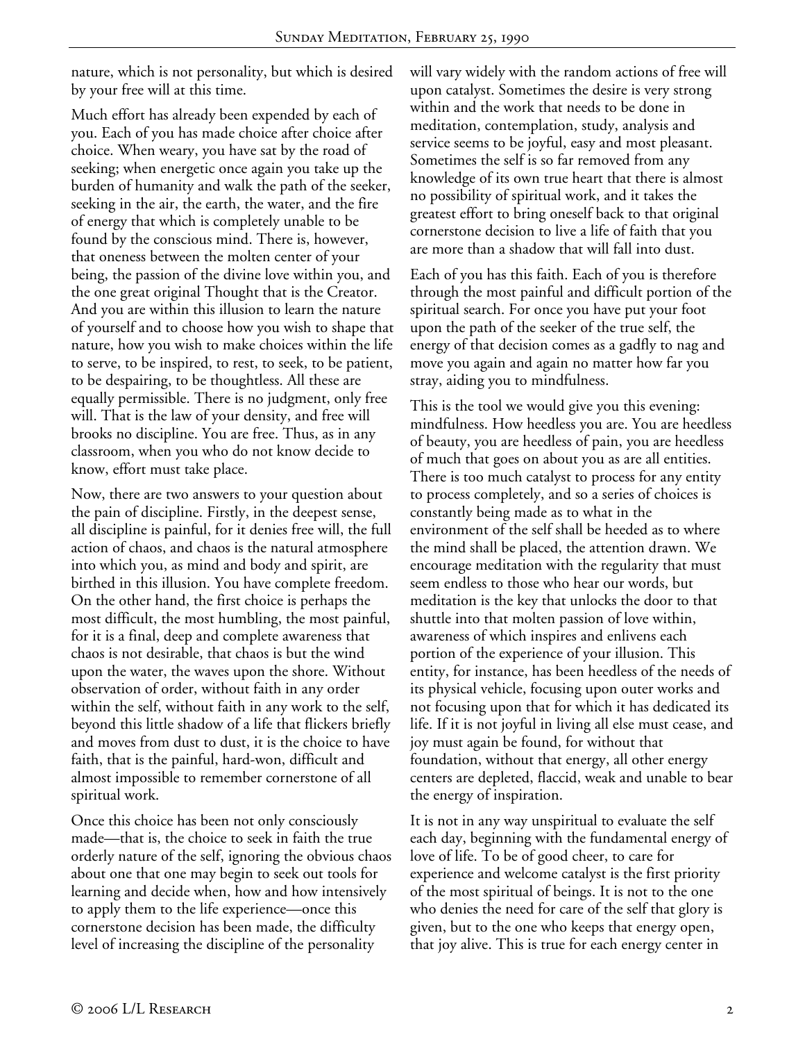nature, which is not personality, but which is desired by your free will at this time.

Much effort has already been expended by each of you. Each of you has made choice after choice after choice. When weary, you have sat by the road of seeking; when energetic once again you take up the burden of humanity and walk the path of the seeker, seeking in the air, the earth, the water, and the fire of energy that which is completely unable to be found by the conscious mind. There is, however, that oneness between the molten center of your being, the passion of the divine love within you, and the one great original Thought that is the Creator. And you are within this illusion to learn the nature of yourself and to choose how you wish to shape that nature, how you wish to make choices within the life to serve, to be inspired, to rest, to seek, to be patient, to be despairing, to be thoughtless. All these are equally permissible. There is no judgment, only free will. That is the law of your density, and free will brooks no discipline. You are free. Thus, as in any classroom, when you who do not know decide to know, effort must take place.

Now, there are two answers to your question about the pain of discipline. Firstly, in the deepest sense, all discipline is painful, for it denies free will, the full action of chaos, and chaos is the natural atmosphere into which you, as mind and body and spirit, are birthed in this illusion. You have complete freedom. On the other hand, the first choice is perhaps the most difficult, the most humbling, the most painful, for it is a final, deep and complete awareness that chaos is not desirable, that chaos is but the wind upon the water, the waves upon the shore. Without observation of order, without faith in any order within the self, without faith in any work to the self, beyond this little shadow of a life that flickers briefly and moves from dust to dust, it is the choice to have faith, that is the painful, hard-won, difficult and almost impossible to remember cornerstone of all spiritual work.

Once this choice has been not only consciously made—that is, the choice to seek in faith the true orderly nature of the self, ignoring the obvious chaos about one that one may begin to seek out tools for learning and decide when, how and how intensively to apply them to the life experience—once this cornerstone decision has been made, the difficulty level of increasing the discipline of the personality will vary widely with the random actions of free will upon catalyst. Sometimes the desire is very strong within and the work that needs to be done in meditation, contemplation, study, analysis and service seems to be joyful, easy and most pleasant. Sometimes the self is so far removed from any knowledge of its own true heart that there is almost no possibility of spiritual work, and it takes the greatest effort to bring oneself back to that original cornerstone decision to live a life of faith that you are more than a shadow that will fall into dust.

Each of you has this faith. Each of you is therefore through the most painful and difficult portion of the spiritual search. For once you have put your foot upon the path of the seeker of the true self, the energy of that decision comes as a gadfly to nag and move you again and again no matter how far you stray, aiding you to mindfulness.

This is the tool we would give you this evening: mindfulness. How heedless you are. You are heedless of beauty, you are heedless of pain, you are heedless of much that goes on about you as are all entities. There is too much catalyst to process for any entity to process completely, and so a series of choices is constantly being made as to what in the environment of the self shall be heeded as to where the mind shall be placed, the attention drawn. We encourage meditation with the regularity that must seem endless to those who hear our words, but meditation is the key that unlocks the door to that shuttle into that molten passion of love within, awareness of which inspires and enlivens each portion of the experience of your illusion. This entity, for instance, has been heedless of the needs of its physical vehicle, focusing upon outer works and not focusing upon that for which it has dedicated its life. If it is not joyful in living all else must cease, and joy must again be found, for without that foundation, without that energy, all other energy centers are depleted, flaccid, weak and unable to bear the energy of inspiration.

It is not in any way unspiritual to evaluate the self each day, beginning with the fundamental energy of love of life. To be of good cheer, to care for experience and welcome catalyst is the first priority of the most spiritual of beings. It is not to the one who denies the need for care of the self that glory is given, but to the one who keeps that energy open, that joy alive. This is true for each energy center in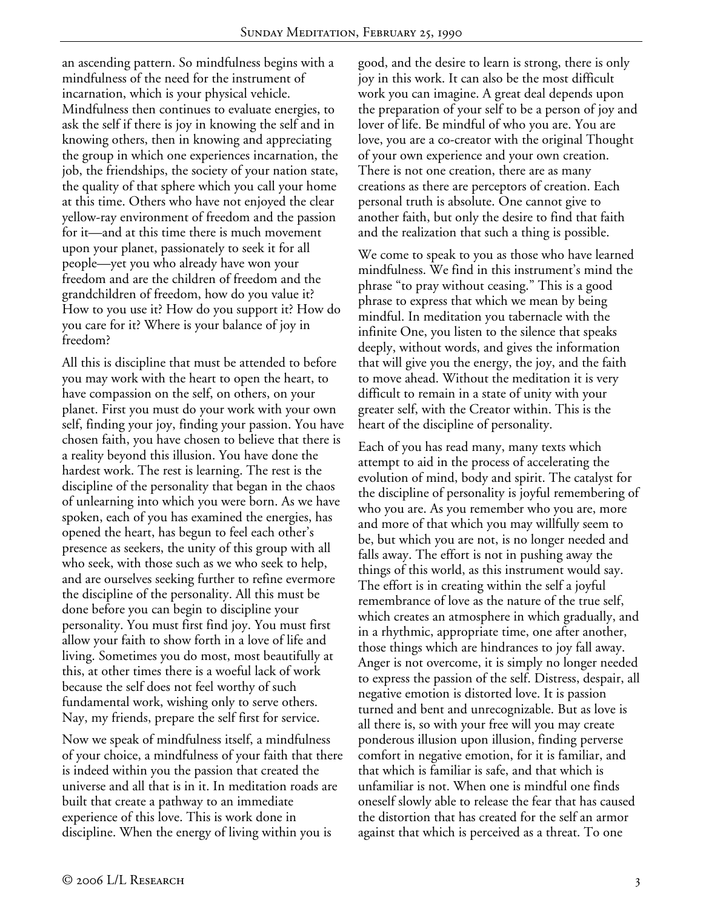an ascending pattern. So mindfulness begins with a mindfulness of the need for the instrument of incarnation, which is your physical vehicle. Mindfulness then continues to evaluate energies, to ask the self if there is joy in knowing the self and in knowing others, then in knowing and appreciating the group in which one experiences incarnation, the job, the friendships, the society of your nation state, the quality of that sphere which you call your home at this time. Others who have not enjoyed the clear yellow-ray environment of freedom and the passion for it—and at this time there is much movement upon your planet, passionately to seek it for all people—yet you who already have won your freedom and are the children of freedom and the grandchildren of freedom, how do you value it? How to you use it? How do you support it? How do you care for it? Where is your balance of joy in freedom?

All this is discipline that must be attended to before you may work with the heart to open the heart, to have compassion on the self, on others, on your planet. First you must do your work with your own self, finding your joy, finding your passion. You have chosen faith, you have chosen to believe that there is a reality beyond this illusion. You have done the hardest work. The rest is learning. The rest is the discipline of the personality that began in the chaos of unlearning into which you were born. As we have spoken, each of you has examined the energies, has opened the heart, has begun to feel each other's presence as seekers, the unity of this group with all who seek, with those such as we who seek to help, and are ourselves seeking further to refine evermore the discipline of the personality. All this must be done before you can begin to discipline your personality. You must first find joy. You must first allow your faith to show forth in a love of life and living. Sometimes you do most, most beautifully at this, at other times there is a woeful lack of work because the self does not feel worthy of such fundamental work, wishing only to serve others. Nay, my friends, prepare the self first for service.

Now we speak of mindfulness itself, a mindfulness of your choice, a mindfulness of your faith that there is indeed within you the passion that created the universe and all that is in it. In meditation roads are built that create a pathway to an immediate experience of this love. This is work done in discipline. When the energy of living within you is good, and the desire to learn is strong, there is only joy in this work. It can also be the most difficult work you can imagine. A great deal depends upon the preparation of your self to be a person of joy and lover of life. Be mindful of who you are. You are love, you are a co-creator with the original Thought of your own experience and your own creation. There is not one creation, there are as many creations as there are perceptors of creation. Each personal truth is absolute. One cannot give to another faith, but only the desire to find that faith and the realization that such a thing is possible.

We come to speak to you as those who have learned mindfulness. We find in this instrument's mind the phrase "to pray without ceasing." This is a good phrase to express that which we mean by being mindful. In meditation you tabernacle with the infinite One, you listen to the silence that speaks deeply, without words, and gives the information that will give you the energy, the joy, and the faith to move ahead. Without the meditation it is very difficult to remain in a state of unity with your greater self, with the Creator within. This is the heart of the discipline of personality.

Each of you has read many, many texts which attempt to aid in the process of accelerating the evolution of mind, body and spirit. The catalyst for the discipline of personality is joyful remembering of who you are. As you remember who you are, more and more of that which you may willfully seem to be, but which you are not, is no longer needed and falls away. The effort is not in pushing away the things of this world, as this instrument would say. The effort is in creating within the self a joyful remembrance of love as the nature of the true self, which creates an atmosphere in which gradually, and in a rhythmic, appropriate time, one after another, those things which are hindrances to joy fall away. Anger is not overcome, it is simply no longer needed to express the passion of the self. Distress, despair, all negative emotion is distorted love. It is passion turned and bent and unrecognizable. But as love is all there is, so with your free will you may create ponderous illusion upon illusion, finding perverse comfort in negative emotion, for it is familiar, and that which is familiar is safe, and that which is unfamiliar is not. When one is mindful one finds oneself slowly able to release the fear that has caused the distortion that has created for the self an armor against that which is perceived as a threat. To one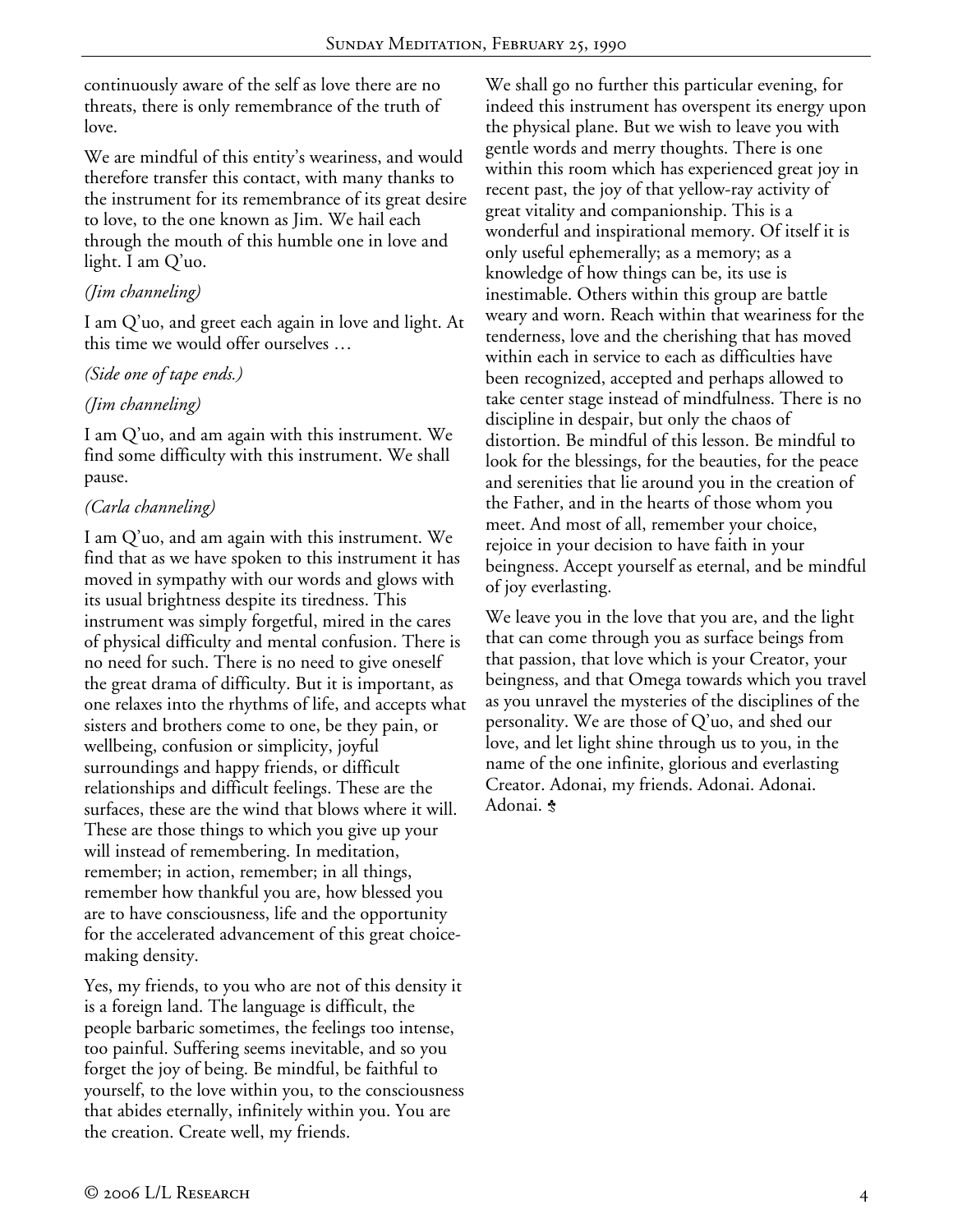continuously aware of the self as love there are no threats, there is only remembrance of the truth of love.

We are mindful of this entity's weariness, and would therefore transfer this contact, with many thanks to the instrument for its remembrance of its great desire to love, to the one known as Jim. We hail each through the mouth of this humble one in love and light. I am Q'uo.

*(Jim channeling)*

I am Q'uo, and greet each again in love and light. At this time we would offer ourselves …

*(Side one of tape ends.)*

*(Jim channeling)*

I am Q'uo, and am again with this instrument. We find some difficulty with this instrument. We shall pause.

*(Carla channeling)*

I am Q'uo, and am again with this instrument. We find that as we have spoken to this instrument it has moved in sympathy with our words and glows with its usual brightness despite its tiredness. This instrument was simply forgetful, mired in the cares of physical difficulty and mental confusion. There is no need for such. There is no need to give oneself the great drama of difficulty. But it is important, as one relaxes into the rhythms of life, and accepts what sisters and brothers come to one, be they pain, or wellbeing, confusion or simplicity, joyful surroundings and happy friends, or difficult relationships and difficult feelings. These are the surfaces, these are the wind that blows where it will. These are those things to which you give up your will instead of remembering. In meditation, remember; in action, remember; in all things, remember how thankful you are, how blessed you are to have consciousness, life and the opportunity for the accelerated advancement of this great choice-making density.

Yes, my friends, to you who are not of this density it is a foreign land. The language is difficult, the people barbaric sometimes, the feelings too intense, too painful. Suffering seems inevitable, and so you forget the joy of being. Be mindful, be faithful to yourself, to the love within you, to the consciousness that abides eternally, infinitely within you. You are the creation. Create well, my friends.

We shall go no further this particular evening, for indeed this instrument has overspent its energy upon the physical plane. But we wish to leave you with gentle words and merry thoughts. There is one within this room which has experienced great joy in recent past, the joy of that yellow-ray activity of great vitality and companionship. This is a wonderful and inspirational memory. Of itself it is only useful ephemerally; as a memory; as a knowledge of how things can be, its use is inestimable. Others within this group are battle weary and worn. Reach within that weariness for the tenderness, love and the cherishing that has moved within each in service to each as difficulties have been recognized, accepted and perhaps allowed to take center stage instead of mindfulness. There is no discipline in despair, but only the chaos of distortion. Be mindful of this lesson. Be mindful to look for the blessings, for the beauties, for the peace and serenities that lie around you in the creation of the Father, and in the hearts of those whom you meet. And most of all, remember your choice, rejoice in your decision to have faith in your beingness. Accept yourself as eternal, and be mindful of joy everlasting.

We leave you in the love that you are, and the light that can come through you as surface beings from that passion, that love which is your Creator, your beingness, and that Omega towards which you travel as you unravel the mysteries of the disciplines of the personality. We are those of Q'uo, and shed our love, and let light shine through us to you, in the name of the one infinite, glorious and everlasting Creator. Adonai, my friends. Adonai. Adonai. Adonai.